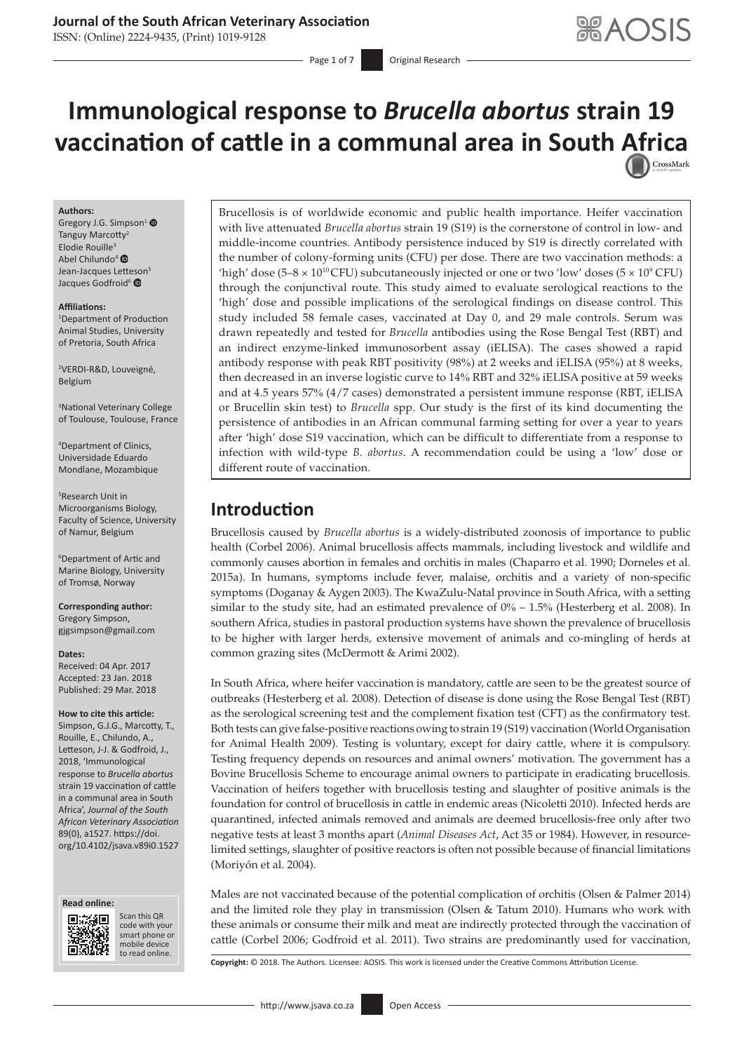# Immunological response to *Brucella abortus* strain 19 vaccination of cattle in a communal area in South Africa

**Authors:**
Gregory J.G. Simpson[1]
Tanguy Marcotty[2]
Elodie Rouille[3]
Abel Chilundo[4]
Jean-Jacques Letteson[5]
Jacques Godfroid[6]

**Affiliations:**
[1]Department of Production Animal Studies, University of Pretoria, South Africa

[2]VERDI-R&D, Louveigné, Belgium

[3]National Veterinary College of Toulouse, Toulouse, France

[4]Department of Clinics, Universidade Eduardo Mondlane, Mozambique

[5]Research Unit in Microorganisms Biology, Faculty of Science, University of Namur, Belgium

[6]Department of Artic and Marine Biology, University of Tromsø, Norway

**Corresponding author:**
Gregory Simpson,
gjgsimpson@gmail.com

**Dates:**
Received: 04 Apr. 2017
Accepted: 23 Jan. 2018
Published: 29 Mar. 2018

**How to cite this article:**
Simpson, G.J.G., Marcotty, T., Rouille, E., Chilundo, A., Letteson, J-J. & Godfroid, J., 2018, 'Immunological response to *Brucella abortus* strain 19 vaccination of cattle in a communal area in South Africa', *Journal of the South African Veterinary Association* 89(0), a1527. https://doi.org/10.4102/jsava.v89i0.1527

Brucellosis is of worldwide economic and public health importance. Heifer vaccination with live attenuated *Brucella abortus* strain 19 (S19) is the cornerstone of control in low- and middle-income countries. Antibody persistence induced by S19 is directly correlated with the number of colony-forming units (CFU) per dose. There are two vaccination methods: a 'high' dose ($5–8 \times 10^{10}$ CFU) subcutaneously injected or one or two 'low' doses ($5 \times 10^{9}$ CFU) through the conjunctival route. This study aimed to evaluate serological reactions to the 'high' dose and possible implications of the serological findings on disease control. This study included 58 female cases, vaccinated at Day 0, and 29 male controls. Serum was drawn repeatedly and tested for *Brucella* antibodies using the Rose Bengal Test (RBT) and an indirect enzyme-linked immunosorbent assay (iELISA). The cases showed a rapid antibody response with peak RBT positivity (98%) at 2 weeks and iELISA (95%) at 8 weeks, then decreased in an inverse logistic curve to 14% RBT and 32% iELISA positive at 59 weeks and at 4.5 years 57% (4/7 cases) demonstrated a persistent immune response (RBT, iELISA or Brucellin skin test) to *Brucella* spp. Our study is the first of its kind documenting the persistence of antibodies in an African communal farming setting for over a year to years after 'high' dose S19 vaccination, which can be difficult to differentiate from a response to infection with wild-type *B. abortus*. A recommendation could be using a 'low' dose or different route of vaccination.

## Introduction

Brucellosis caused by *Brucella abortus* is a widely-distributed zoonosis of importance to public health (Corbel 2006). Animal brucellosis affects mammals, including livestock and wildlife and commonly causes abortion in females and orchitis in males (Chaparro et al. 1990; Dorneles et al. 2015a). In humans, symptoms include fever, malaise, orchitis and a variety of non-specific symptoms (Doganay & Aygen 2003). The KwaZulu-Natal province in South Africa, with a setting similar to the study site, had an estimated prevalence of 0% – 1.5% (Hesterberg et al. 2008). In southern Africa, studies in pastoral production systems have shown the prevalence of brucellosis to be higher with larger herds, extensive movement of animals and co-mingling of herds at common grazing sites (McDermott & Arimi 2002).

In South Africa, where heifer vaccination is mandatory, cattle are seen to be the greatest source of outbreaks (Hesterberg et al. 2008). Detection of disease is done using the Rose Bengal Test (RBT) as the serological screening test and the complement fixation test (CFT) as the confirmatory test. Both tests can give false-positive reactions owing to strain 19 (S19) vaccination (World Organisation for Animal Health 2009). Testing is voluntary, except for dairy cattle, where it is compulsory. Testing frequency depends on resources and animal owners' motivation. The government has a Bovine Brucellosis Scheme to encourage animal owners to participate in eradicating brucellosis. Vaccination of heifers together with brucellosis testing and slaughter of positive animals is the foundation for control of brucellosis in cattle in endemic areas (Nicoletti 2010). Infected herds are quarantined, infected animals removed and animals are deemed brucellosis-free only after two negative tests at least 3 months apart (*Animal Diseases Act*, Act 35 or 1984). However, in resource-limited settings, slaughter of positive reactors is often not possible because of financial limitations (Moriyón et al. 2004).

Males are not vaccinated because of the potential complication of orchitis (Olsen & Palmer 2014) and the limited role they play in transmission (Olsen & Tatum 2010). Humans who work with these animals or consume their milk and meat are indirectly protected through the vaccination of cattle (Corbel 2006; Godfroid et al. 2011). Two strains are predominantly used for vaccination,

**Copyright:** © 2018. The Authors. Licensee: AOSIS. This work is licensed under the Creative Commons Attribution License.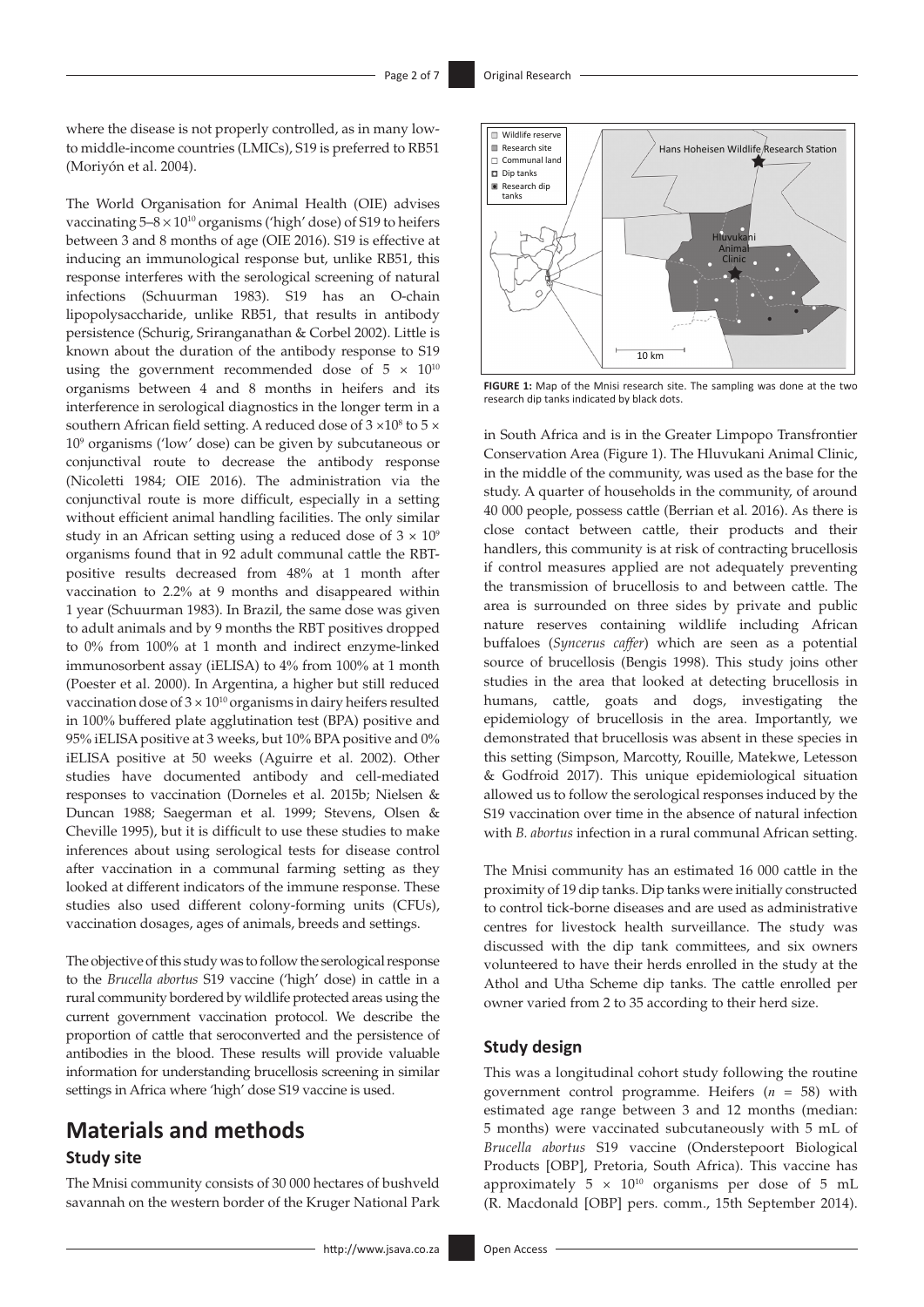where the disease is not properly controlled, as in many low-to middle-income countries (LMICs), S19 is preferred to RB51 (Moriyón et al. 2004).

The World Organisation for Animal Health (OIE) advises vaccinating $5–8 \times 10^{10}$ organisms ('high' dose) of S19 to heifers between 3 and 8 months of age (OIE 2016). S19 is effective at inducing an immunological response but, unlike RB51, this response interferes with the serological screening of natural infections (Schuurman 1983). S19 has an O-chain lipopolysaccharide, unlike RB51, that results in antibody persistence (Schurig, Sriranganathan & Corbel 2002). Little is known about the duration of the antibody response to S19 using the government recommended dose of $5 \times 10^{10}$ organisms between 4 and 8 months in heifers and its interference in serological diagnostics in the longer term in a southern African field setting. A reduced dose of $3 \times 10^{8}$ to $5 \times 10^{9}$ organisms ('low' dose) can be given by subcutaneous or conjunctival route to decrease the antibody response (Nicoletti 1984; OIE 2016). The administration via the conjunctival route is more difficult, especially in a setting without efficient animal handling facilities. The only similar study in an African setting using a reduced dose of $3 \times 10^{9}$ organisms found that in 92 adult communal cattle the RBT-positive results decreased from 48% at 1 month after vaccination to 2.2% at 9 months and disappeared within 1 year (Schuurman 1983). In Brazil, the same dose was given to adult animals and by 9 months the RBT positives dropped to 0% from 100% at 1 month and indirect enzyme-linked immunosorbent assay (iELISA) to 4% from 100% at 1 month (Poester et al. 2000). In Argentina, a higher but still reduced vaccination dose of $3 \times 10^{10}$ organisms in dairy heifers resulted in 100% buffered plate agglutination test (BPA) positive and 95% iELISA positive at 3 weeks, but 10% BPA positive and 0% iELISA positive at 50 weeks (Aguirre et al. 2002). Other studies have documented antibody and cell-mediated responses to vaccination (Dorneles et al. 2015b; Nielsen & Duncan 1988; Saegerman et al. 1999; Stevens, Olsen & Cheville 1995), but it is difficult to use these studies to make inferences about using serological tests for disease control after vaccination in a communal farming setting as they looked at different indicators of the immune response. These studies also used different colony-forming units (CFUs), vaccination dosages, ages of animals, breeds and settings.

The objective of this study was to follow the serological response to the *Brucella abortus* S19 vaccine ('high' dose) in cattle in a rural community bordered by wildlife protected areas using the current government vaccination protocol. We describe the proportion of cattle that seroconverted and the persistence of antibodies in the blood. These results will provide valuable information for understanding brucellosis screening in similar settings in Africa where 'high' dose S19 vaccine is used.

# Materials and methods

## Study site

The Mnisi community consists of 30 000 hectares of bushveld savannah on the western border of the Kruger National Park in South Africa and is in the Greater Limpopo Transfrontier Conservation Area (Figure 1). The Hluvukani Animal Clinic, in the middle of the community, was used as the base for the study. A quarter of households in the community, of around 40 000 people, possess cattle (Berrian et al. 2016). As there is close contact between cattle, their products and their handlers, this community is at risk of contracting brucellosis if control measures applied are not adequately preventing the transmission of brucellosis to and between cattle. The area is surrounded on three sides by private and public nature reserves containing wildlife including African buffaloes (*Syncerus caffer*) which are seen as a potential source of brucellosis (Bengis 1998). This study joins other studies in the area that looked at detecting brucellosis in humans, cattle, goats and dogs, investigating the epidemiology of brucellosis in the area. Importantly, we demonstrated that brucellosis was absent in these species in this setting (Simpson, Marcotty, Rouille, Matekwe, Letesson & Godfroid 2017). This unique epidemiological situation allowed us to follow the serological responses induced by the S19 vaccination over time in the absence of natural infection with *B. abortus* infection in a rural communal African setting.

**FIGURE 1:** Map of the Mnisi research site. The sampling was done at the two research dip tanks indicated by black dots.

The Mnisi community has an estimated 16 000 cattle in the proximity of 19 dip tanks. Dip tanks were initially constructed to control tick-borne diseases and are used as administrative centres for livestock health surveillance. The study was discussed with the dip tank committees, and six owners volunteered to have their herds enrolled in the study at the Athol and Utha Scheme dip tanks. The cattle enrolled per owner varied from 2 to 35 according to their herd size.

## Study design

This was a longitudinal cohort study following the routine government control programme. Heifers ($n$ = 58) with estimated age range between 3 and 12 months (median: 5 months) were vaccinated subcutaneously with 5 mL of *Brucella abortus* S19 vaccine (Onderstepoort Biological Products [OBP], Pretoria, South Africa). This vaccine has approximately $5 \times 10^{10}$ organisms per dose of 5 mL (R. Macdonald [OBP] pers. comm., 15th September 2014).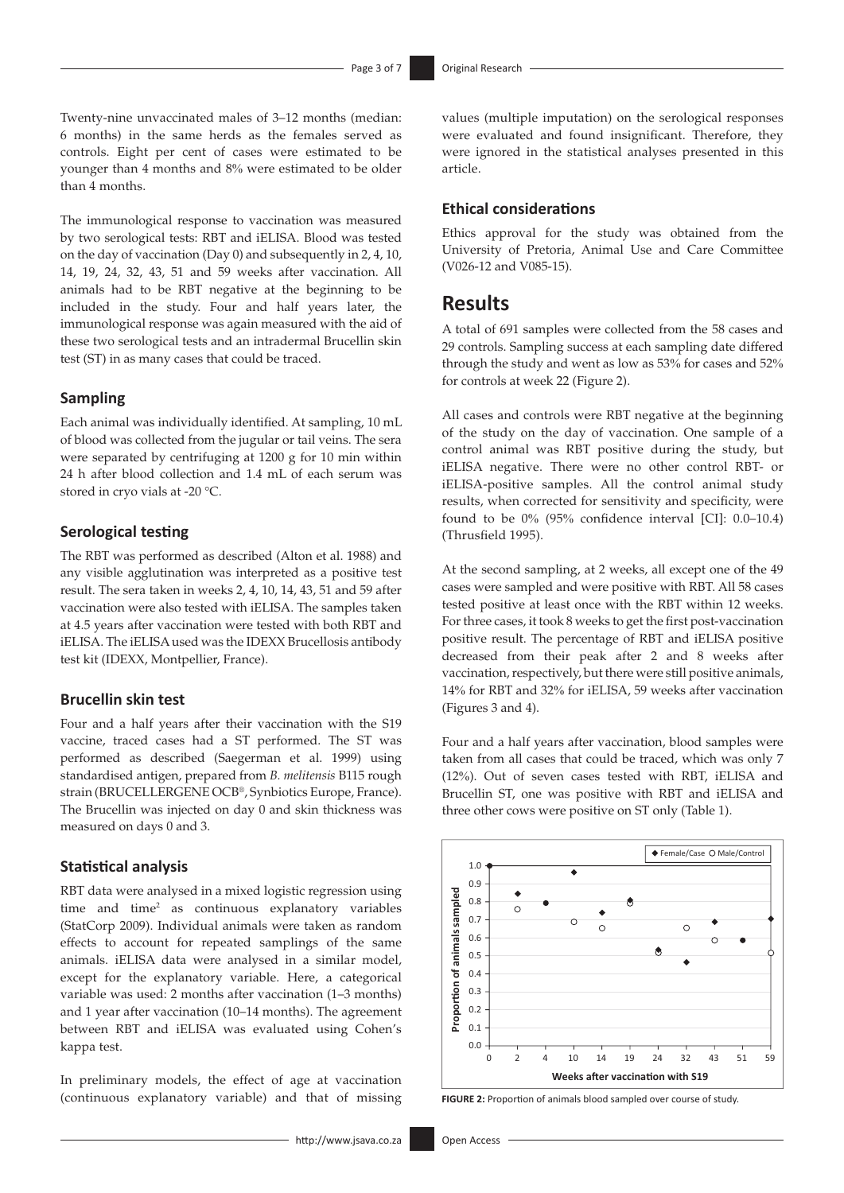Twenty-nine unvaccinated males of 3–12 months (median: 6 months) in the same herds as the females served as controls. Eight per cent of cases were estimated to be younger than 4 months and 8% were estimated to be older than 4 months.

The immunological response to vaccination was measured by two serological tests: RBT and iELISA. Blood was tested on the day of vaccination (Day 0) and subsequently in 2, 4, 10, 14, 19, 24, 32, 43, 51 and 59 weeks after vaccination. All animals had to be RBT negative at the beginning to be included in the study. Four and half years later, the immunological response was again measured with the aid of these two serological tests and an intradermal Brucellin skin test (ST) in as many cases that could be traced.

### Sampling

Each animal was individually identified. At sampling, 10 mL of blood was collected from the jugular or tail veins. The sera were separated by centrifuging at 1200 g for 10 min within 24 h after blood collection and 1.4 mL of each serum was stored in cryo vials at -20 °C.

### Serological testing

The RBT was performed as described (Alton et al. 1988) and any visible agglutination was interpreted as a positive test result. The sera taken in weeks 2, 4, 10, 14, 43, 51 and 59 after vaccination were also tested with iELISA. The samples taken at 4.5 years after vaccination were tested with both RBT and iELISA. The iELISA used was the IDEXX Brucellosis antibody test kit (IDEXX, Montpellier, France).

### Brucellin skin test

Four and a half years after their vaccination with the S19 vaccine, traced cases had a ST performed. The ST was performed as described (Saegerman et al. 1999) using standardised antigen, prepared from *B. melitensis* B115 rough strain (BRUCELLERGENE OCB®, Synbiotics Europe, France). The Brucellin was injected on day 0 and skin thickness was measured on days 0 and 3.

### Statistical analysis

RBT data were analysed in a mixed logistic regression using time and time$^2$ as continuous explanatory variables (StatCorp 2009). Individual animals were taken as random effects to account for repeated samplings of the same animals. iELISA data were analysed in a similar model, except for the explanatory variable. Here, a categorical variable was used: 2 months after vaccination (1–3 months) and 1 year after vaccination (10–14 months). The agreement between RBT and iELISA was evaluated using Cohen's kappa test.

In preliminary models, the effect of age at vaccination (continuous explanatory variable) and that of missing values (multiple imputation) on the serological responses were evaluated and found insignificant. Therefore, they were ignored in the statistical analyses presented in this article.

### Ethical considerations

Ethics approval for the study was obtained from the University of Pretoria, Animal Use and Care Committee (V026-12 and V085-15).

## Results

A total of 691 samples were collected from the 58 cases and 29 controls. Sampling success at each sampling date differed through the study and went as low as 53% for cases and 52% for controls at week 22 (Figure 2).

All cases and controls were RBT negative at the beginning of the study on the day of vaccination. One sample of a control animal was RBT positive during the study, but iELISA negative. There were no other control RBT- or iELISA-positive samples. All the control animal study results, when corrected for sensitivity and specificity, were found to be 0% (95% confidence interval [CI]: 0.0–10.4) (Thrusfield 1995).

At the second sampling, at 2 weeks, all except one of the 49 cases were sampled and were positive with RBT. All 58 cases tested positive at least once with the RBT within 12 weeks. For three cases, it took 8 weeks to get the first post-vaccination positive result. The percentage of RBT and iELISA positive decreased from their peak after 2 and 8 weeks after vaccination, respectively, but there were still positive animals, 14% for RBT and 32% for iELISA, 59 weeks after vaccination (Figures 3 and 4).

Four and a half years after vaccination, blood samples were taken from all cases that could be traced, which was only 7 (12%). Out of seven cases tested with RBT, iELISA and Brucellin ST, one was positive with RBT and iELISA and three other cows were positive on ST only (Table 1).

**FIGURE 2:** Proportion of animals blood sampled over course of study.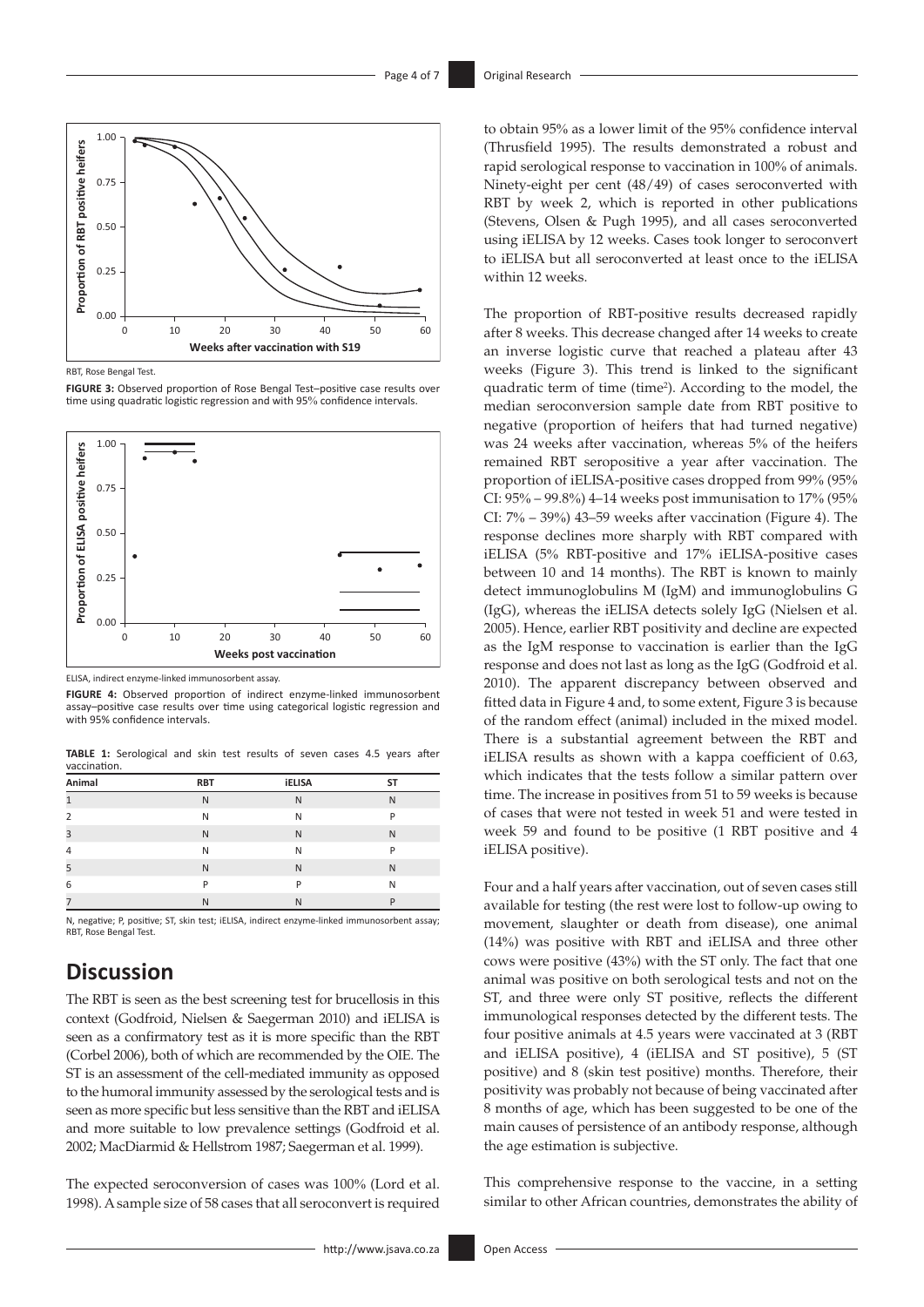RBT, Rose Bengal Test.

**FIGURE 3:** Observed proportion of Rose Bengal Test–positive case results over time using quadratic logistic regression and with 95% confidence intervals.

ELISA, indirect enzyme-linked immunosorbent assay.

**FIGURE 4:** Observed proportion of indirect enzyme-linked immunosorbent assay–positive case results over time using categorical logistic regression and with 95% confidence intervals.

**TABLE 1:** Serological and skin test results of seven cases 4.5 years after vaccination.

| Animal | RBT | iELISA | ST |
|---|---|---|---|
| 1 | N | N | N |
| 2 | N | N | P |
| 3 | N | N | N |
| 4 | N | N | P |
| 5 | N | N | N |
| 6 | P | P | N |
| 7 | N | N | P |

N, negative; P, positive; ST, skin test; iELISA, indirect enzyme-linked immunosorbent assay; RBT, Rose Bengal Test.

## Discussion

The RBT is seen as the best screening test for brucellosis in this context (Godfroid, Nielsen & Saegerman 2010) and iELISA is seen as a confirmatory test as it is more specific than the RBT (Corbel 2006), both of which are recommended by the OIE. The ST is an assessment of the cell-mediated immunity as opposed to the humoral immunity assessed by the serological tests and is seen as more specific but less sensitive than the RBT and iELISA and more suitable to low prevalence settings (Godfroid et al. 2002; MacDiarmid & Hellstrom 1987; Saegerman et al. 1999).

The expected seroconversion of cases was 100% (Lord et al. 1998). A sample size of 58 cases that all seroconvert is required to obtain 95% as a lower limit of the 95% confidence interval (Thrusfield 1995). The results demonstrated a robust and rapid serological response to vaccination in 100% of animals. Ninety-eight per cent (48/49) of cases seroconverted with RBT by week 2, which is reported in other publications (Stevens, Olsen & Pugh 1995), and all cases seroconverted using iELISA by 12 weeks. Cases took longer to seroconvert to iELISA but all seroconverted at least once to the iELISA within 12 weeks.

The proportion of RBT-positive results decreased rapidly after 8 weeks. This decrease changed after 14 weeks to create an inverse logistic curve that reached a plateau after 43 weeks (Figure 3). This trend is linked to the significant quadratic term of time (time$^2$). According to the model, the median seroconversion sample date from RBT positive to negative (proportion of heifers that had turned negative) was 24 weeks after vaccination, whereas 5% of the heifers remained RBT seropositive a year after vaccination. The proportion of iELISA-positive cases dropped from 99% (95% CI: 95% – 99.8%) 4–14 weeks post immunisation to 17% (95% CI: 7% – 39%) 43–59 weeks after vaccination (Figure 4). The response declines more sharply with RBT compared with iELISA (5% RBT-positive and 17% iELISA-positive cases between 10 and 14 months). The RBT is known to mainly detect immunoglobulins M (IgM) and immunoglobulins G (IgG), whereas the iELISA detects solely IgG (Nielsen et al. 2005). Hence, earlier RBT positivity and decline are expected as the IgM response to vaccination is earlier than the IgG response and does not last as long as the IgG (Godfroid et al. 2010). The apparent discrepancy between observed and fitted data in Figure 4 and, to some extent, Figure 3 is because of the random effect (animal) included in the mixed model. There is a substantial agreement between the RBT and iELISA results as shown with a kappa coefficient of 0.63, which indicates that the tests follow a similar pattern over time. The increase in positives from 51 to 59 weeks is because of cases that were not tested in week 51 and were tested in week 59 and found to be positive (1 RBT positive and 4 iELISA positive).

Four and a half years after vaccination, out of seven cases still available for testing (the rest were lost to follow-up owing to movement, slaughter or death from disease), one animal (14%) was positive with RBT and iELISA and three other cows were positive (43%) with the ST only. The fact that one animal was positive on both serological tests and not on the ST, and three were only ST positive, reflects the different immunological responses detected by the different tests. The four positive animals at 4.5 years were vaccinated at 3 (RBT and iELISA positive), 4 (iELISA and ST positive), 5 (ST positive) and 8 (skin test positive) months. Therefore, their positivity was probably not because of being vaccinated after 8 months of age, which has been suggested to be one of the main causes of persistence of an antibody response, although the age estimation is subjective.

This comprehensive response to the vaccine, in a setting similar to other African countries, demonstrates the ability of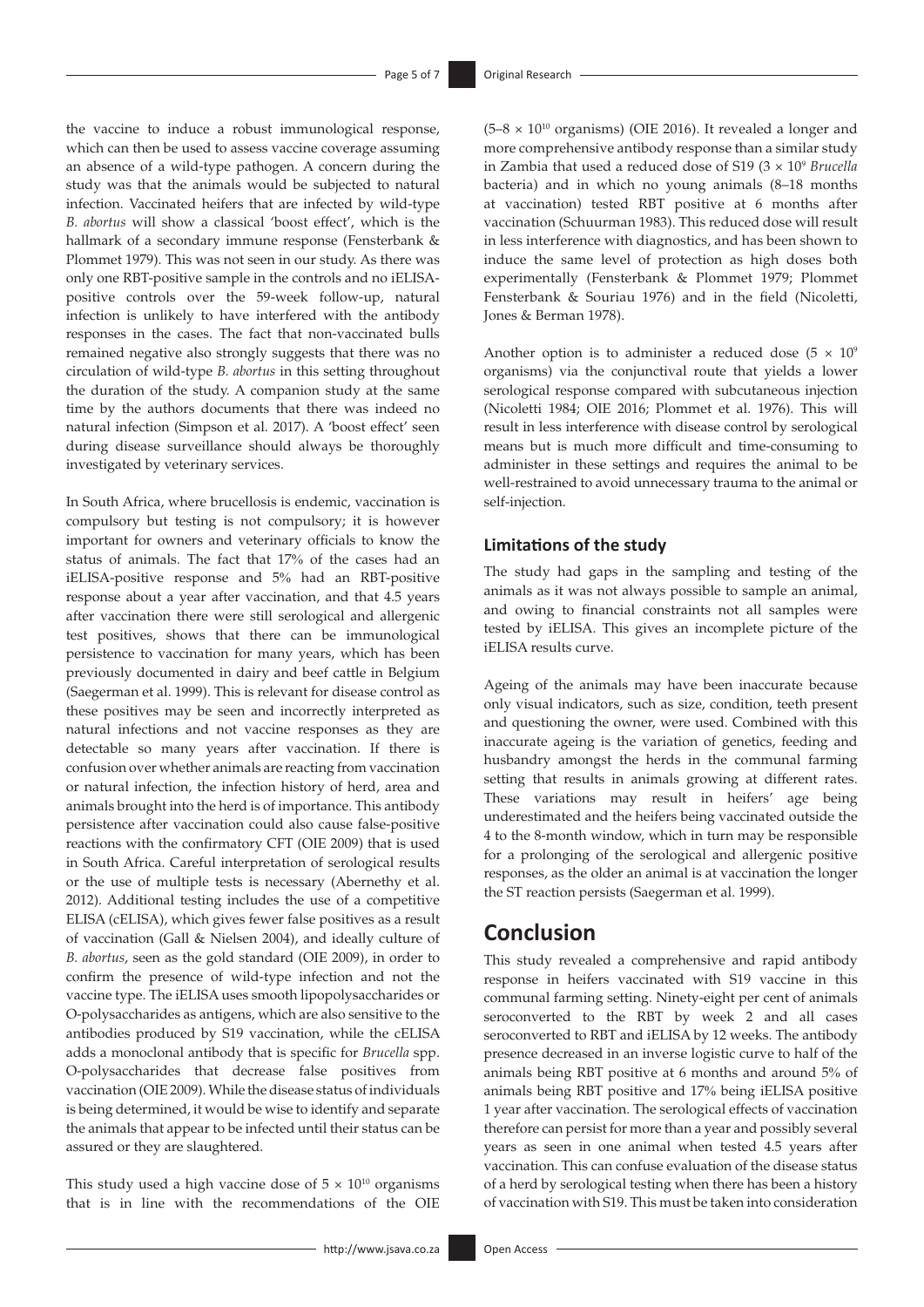the vaccine to induce a robust immunological response, which can then be used to assess vaccine coverage assuming an absence of a wild-type pathogen. A concern during the study was that the animals would be subjected to natural infection. Vaccinated heifers that are infected by wild-type *B. abortus* will show a classical 'boost effect', which is the hallmark of a secondary immune response (Fensterbank & Plommet 1979). This was not seen in our study. As there was only one RBT-positive sample in the controls and no iELISA-positive controls over the 59-week follow-up, natural infection is unlikely to have interfered with the antibody responses in the cases. The fact that non-vaccinated bulls remained negative also strongly suggests that there was no circulation of wild-type *B. abortus* in this setting throughout the duration of the study. A companion study at the same time by the authors documents that there was indeed no natural infection (Simpson et al. 2017). A 'boost effect' seen during disease surveillance should always be thoroughly investigated by veterinary services.

In South Africa, where brucellosis is endemic, vaccination is compulsory but testing is not compulsory; it is however important for owners and veterinary officials to know the status of animals. The fact that 17% of the cases had an iELISA-positive response and 5% had an RBT-positive response about a year after vaccination, and that 4.5 years after vaccination there were still serological and allergenic test positives, shows that there can be immunological persistence to vaccination for many years, which has been previously documented in dairy and beef cattle in Belgium (Saegerman et al. 1999). This is relevant for disease control as these positives may be seen and incorrectly interpreted as natural infections and not vaccine responses as they are detectable so many years after vaccination. If there is confusion over whether animals are reacting from vaccination or natural infection, the infection history of herd, area and animals brought into the herd is of importance. This antibody persistence after vaccination could also cause false-positive reactions with the confirmatory CFT (OIE 2009) that is used in South Africa. Careful interpretation of serological results or the use of multiple tests is necessary (Abernethy et al. 2012). Additional testing includes the use of a competitive ELISA (cELISA), which gives fewer false positives as a result of vaccination (Gall & Nielsen 2004), and ideally culture of *B. abortus*, seen as the gold standard (OIE 2009), in order to confirm the presence of wild-type infection and not the vaccine type. The iELISA uses smooth lipopolysaccharides or O-polysaccharides as antigens, which are also sensitive to the antibodies produced by S19 vaccination, while the cELISA adds a monoclonal antibody that is specific for *Brucella* spp. O-polysaccharides that decrease false positives from vaccination (OIE 2009). While the disease status of individuals is being determined, it would be wise to identify and separate the animals that appear to be infected until their status can be assured or they are slaughtered.

This study used a high vaccine dose of $5 \times 10^{10}$ organisms that is in line with the recommendations of the OIE ($5–8 \times 10^{10}$ organisms) (OIE 2016). It revealed a longer and more comprehensive antibody response than a similar study in Zambia that used a reduced dose of S19 ($3 \times 10^{9}$ *Brucella* bacteria) and in which no young animals (8–18 months at vaccination) tested RBT positive at 6 months after vaccination (Schuurman 1983). This reduced dose will result in less interference with diagnostics, and has been shown to induce the same level of protection as high doses both experimentally (Fensterbank & Plommet 1979; Plommet Fensterbank & Souriau 1976) and in the field (Nicoletti, Jones & Berman 1978).

Another option is to administer a reduced dose ($5 \times 10^{9}$ organisms) via the conjunctival route that yields a lower serological response compared with subcutaneous injection (Nicoletti 1984; OIE 2016; Plommet et al. 1976). This will result in less interference with disease control by serological means but is much more difficult and time-consuming to administer in these settings and requires the animal to be well-restrained to avoid unnecessary trauma to the animal or self-injection.

### Limitations of the study

The study had gaps in the sampling and testing of the animals as it was not always possible to sample an animal, and owing to financial constraints not all samples were tested by iELISA. This gives an incomplete picture of the iELISA results curve.

Ageing of the animals may have been inaccurate because only visual indicators, such as size, condition, teeth present and questioning the owner, were used. Combined with this inaccurate ageing is the variation of genetics, feeding and husbandry amongst the herds in the communal farming setting that results in animals growing at different rates. These variations may result in heifers' age being underestimated and the heifers being vaccinated outside the 4 to the 8-month window, which in turn may be responsible for a prolonging of the serological and allergenic positive responses, as the older an animal is at vaccination the longer the ST reaction persists (Saegerman et al. 1999).

## Conclusion

This study revealed a comprehensive and rapid antibody response in heifers vaccinated with S19 vaccine in this communal farming setting. Ninety-eight per cent of animals seroconverted to the RBT by week 2 and all cases seroconverted to RBT and iELISA by 12 weeks. The antibody presence decreased in an inverse logistic curve to half of the animals being RBT positive at 6 months and around 5% of animals being RBT positive and 17% being iELISA positive 1 year after vaccination. The serological effects of vaccination therefore can persist for more than a year and possibly several years as seen in one animal when tested 4.5 years after vaccination. This can confuse evaluation of the disease status of a herd by serological testing when there has been a history of vaccination with S19. This must be taken into consideration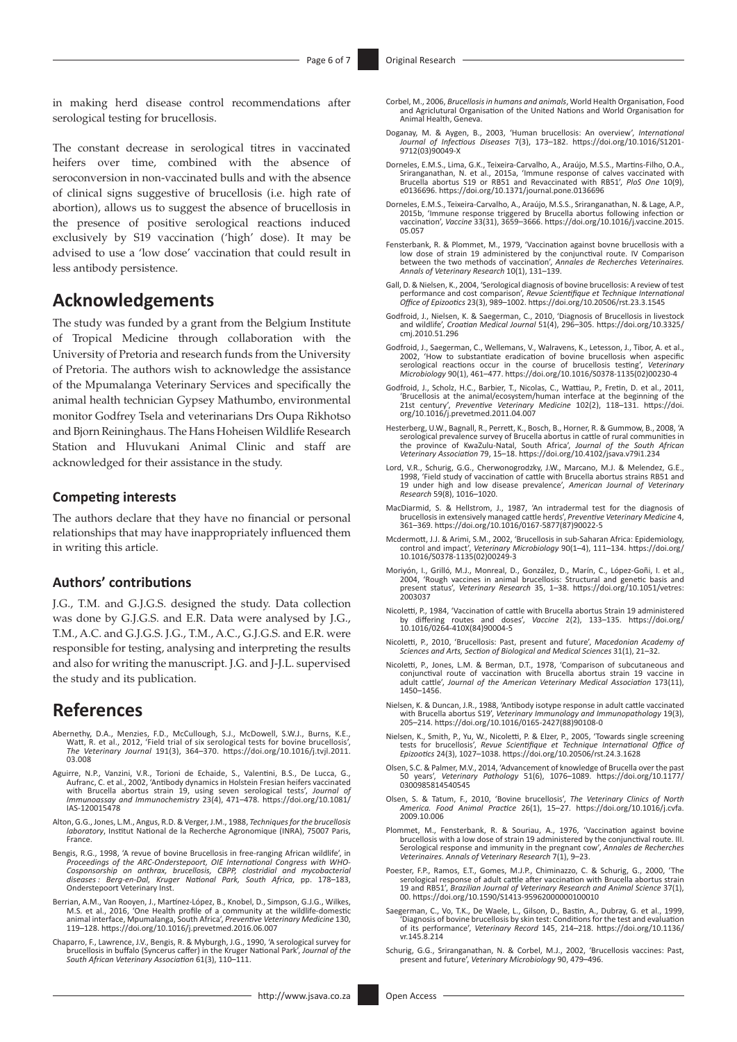in making herd disease control recommendations after serological testing for brucellosis.

The constant decrease in serological titres in vaccinated heifers over time, combined with the absence of seroconversion in non-vaccinated bulls and with the absence of clinical signs suggestive of brucellosis (i.e. high rate of abortion), allows us to suggest the absence of brucellosis in the presence of positive serological reactions induced exclusively by S19 vaccination ('high' dose). It may be advised to use a 'low dose' vaccination that could result in less antibody persistence.

# Acknowledgements

The study was funded by a grant from the Belgium Institute of Tropical Medicine through collaboration with the University of Pretoria and research funds from the University of Pretoria. The authors wish to acknowledge the assistance of the Mpumalanga Veterinary Services and specifically the animal health technician Gypsey Mathumbo, environmental monitor Godfrey Tsela and veterinarians Drs Oupa Rikhotso and Bjorn Reininghaus. The Hans Hoheisen Wildlife Research Station and Hluvukani Animal Clinic and staff are acknowledged for their assistance in the study.

### Competing interests

The authors declare that they have no financial or personal relationships that may have inappropriately influenced them in writing this article.

### Authors' contributions

J.G., T.M. and G.J.G.S. designed the study. Data collection was done by G.J.G.S. and E.R. Data were analysed by J.G., T.M., A.C. and G.J.G.S. J.G., T.M., A.C., G.J.G.S. and E.R. were responsible for testing, analysing and interpreting the results and also for writing the manuscript. J.G. and J-J.L. supervised the study and its publication.

# References

Abernethy, D.A., Menzies, F.D., McCullough, S.J., McDowell, S.W.J., Burns, K.E., Watt, R. et al., 2012, 'Field trial of six serological tests for bovine brucellosis', *The Veterinary Journal* 191(3), 364–370. https://doi.org/10.1016/j.tvjl.2011.03.008

Aguirre, N.P., Vanzini, V.R., Torioni de Echaide, S., Valentini, B.S., De Lucca, G., Aufranc, C. et al., 2002, 'Antibody dynamics in Holstein Fresian heifers vaccinated with Brucella abortus strain 19, using seven serological tests', *Journal of Immunoassay and Immunochemistry* 23(4), 471–478. https://doi.org/10.1081/IAS-120015478

Alton, G.G., Jones, L.M., Angus, R.D. & Verger, J.M., 1988, *Techniques for the brucellosis laboratory*, Institut National de la Recherche Agronomique (INRA), 75007 Paris, France.

Bengis, R.G., 1998, 'A revue of bovine Brucellosis in free-ranging African wildlife', in *Proceedings of the ARC-Onderstepoort, OIE International Congress with WHO-Cosponsorship on anthrax, brucellosis, CBPP, clostridial and mycobacterial diseases : Berg-en-Dal, Kruger National Park, South Africa*, pp. 178–183, Onderstepoort Veterinary Inst.

Berrian, A.M., Van Rooyen, J., Martínez-López, B., Knobel, D., Simpson, G.J.G., Wilkes, M.S. et al., 2016, 'One Health profile of a community at the wildlife-domestic animal interface, Mpumalanga, South Africa', *Preventive Veterinary Medicine* 130, 119–128. https://doi.org/10.1016/j.prevetmed.2016.06.007

Chaparro, F., Lawrence, J.V., Bengis, R. & Myburgh, J.G., 1990, 'A serological survey for brucellosis in buffalo (Syncerus caffer) in the Kruger National Park', *Journal of the South African Veterinary Association* 61(3), 110–111.

Corbel, M., 2006, *Brucellosis in humans and animals*, World Health Organisation, Food and Agriclutural Organisation of the United Nations and World Organisation for Animal Health, Geneva.

Doganay, M. & Aygen, B., 2003, 'Human brucellosis: An overview', *International Journal of Infectious Diseases* 7(3), 173–182. https://doi.org/10.1016/S1201-9712(03)90049-X

Dorneles, E.M.S., Lima, G.K., Teixeira-Carvalho, A., Araújo, M.S.S., Martins-Filho, O.A., Sriranganathan, N. et al., 2015a, 'Immune response of calves vaccinated with Brucella abortus S19 or RB51 and Revaccinated with RB51', *PloS One* 10(9), e0136696. https://doi.org/10.1371/journal.pone.0136696

Dorneles, E.M.S., Teixeira-Carvalho, A., Araújo, M.S.S., Sriranganathan, N. & Lage, A.P., 2015b, 'Immune response triggered by Brucella abortus following infection or vaccination', *Vaccine* 33(31), 3659–3666. https://doi.org/10.1016/j.vaccine.2015.05.057

Fensterbank, R. & Plommet, M., 1979, 'Vaccination against bovne brucellosis with a low dose of strain 19 administered by the conjunctival route. IV Comparison between the two methods of vaccination', *Annales de Recherches Veterinaires. Annals of Veterinary Research* 10(1), 131–139.

Gall, D. & Nielsen, K., 2004, 'Serological diagnosis of bovine brucellosis: A review of test performance and cost comparison', *Revue Scientifique et Technique International Office of Epizootics* 23(3), 989–1002. https://doi.org/10.20506/rst.23.3.1545

Godfroid, J., Nielsen, K. & Saegerman, C., 2010, 'Diagnosis of Brucellosis in livestock and wildlife', *Croatian Medical Journal* 51(4), 296–305. https://doi.org/10.3325/cmj.2010.51.296

Godfroid, J., Saegerman, C., Wellemans, V., Walravens, K., Letesson, J., Tibor, A. et al., 2002, 'How to substantiate eradication of bovine brucellosis when aspecific serological reactions occur in the course of brucellosis testing', *Veterinary Microbiology* 90(1), 461–477. https://doi.org/10.1016/S0378-1135(02)00230-4

Godfroid, J., Scholz, H.C., Barbier, T., Nicolas, C., Wattiau, P., Fretin, D. et al., 2011, 'Brucellosis at the animal/ecosystem/human interface at the beginning of the 21st century', *Preventive Veterinary Medicine* 102(2), 118–131. https://doi.org/10.1016/j.prevetmed.2011.04.007

Hesterberg, U.W., Bagnall, R., Perrett, K., Bosch, B., Horner, R. & Gummow, B., 2008, 'A serological prevalence survey of Brucella abortus in cattle of rural communities in the province of KwaZulu-Natal, South Africa', *Journal of the South African Veterinary Association* 79, 15–18. https://doi.org/10.4102/jsava.v79i1.234

Lord, V.R., Schurig, G.G., Cherwonogrodzky, J.W., Marcano, M.J. & Melendez, G.E., 1998, 'Field study of vaccination of cattle with Brucella abortus strains RB51 and 19 under high and low disease prevalence', *American Journal of Veterinary Research* 59(8), 1016–1020.

MacDiarmid, S. & Hellstrom, J., 1987, 'An intradermal test for the diagnosis of brucellosis in extensively managed cattle herds', *Preventive Veterinary Medicine* 4, 361–369. https://doi.org/10.1016/0167-5877(87)90022-5

Mcdermott, J.J. & Arimi, S.M., 2002, 'Brucellosis in sub-Saharan Africa: Epidemiology, control and impact', *Veterinary Microbiology* 90(1–4), 111–134. https://doi.org/10.1016/S0378-1135(02)00249-3

Moriyón, I., Grilló, M.J., Monreal, D., González, D., Marín, C., López-Goñi, I. et al., 2004, 'Rough vaccines in animal brucellosis: Structural and genetic basis and present status', *Veterinary Research* 35, 1–38. https://doi.org/10.1051/vetres:2003037

Nicoletti, P., 1984, 'Vaccination of cattle with Brucella abortus Strain 19 administered by differing routes and doses', *Vaccine* 2(2), 133–135. https://doi.org/10.1016/0264-410X(84)90004-5

Nicoletti, P., 2010, 'Brucellosis: Past, present and future', *Macedonian Academy of Sciences and Arts, Section of Biological and Medical Sciences* 31(1), 21–32.

Nicoletti, P., Jones, L.M. & Berman, D.T., 1978, 'Comparison of subcutaneous and conjunctival route of vaccination with Brucella abortus strain 19 vaccine in adult cattle', *Journal of the American Veterinary Medical Association* 173(11), 1450–1456.

Nielsen, K. & Duncan, J.R., 1988, 'Antibody isotype response in adult cattle vaccinated with Brucella abortus S19', *Veterinary Immunology and Immunopathology* 19(3), 205–214. https://doi.org/10.1016/0165-2427(88)90108-0

Nielsen, K., Smith, P., Yu, W., Nicoletti, P. & Elzer, P., 2005, 'Towards single screening tests for brucellosis', *Revue Scientifique et Technique International Office of Epizootics* 24(3), 1027–1038. https://doi.org/10.20506/rst.24.3.1628

Olsen, S.C. & Palmer, M.V., 2014, 'Advancement of knowledge of Brucella over the past 50 years', *Veterinary Pathology* 51(6), 1076–1089. https://doi.org/10.1177/0300985814540545

Olsen, S. & Tatum, F., 2010, 'Bovine brucellosis', *The Veterinary Clinics of North America. Food Animal Practice* 26(1), 15–27. https://doi.org/10.1016/j.cvfa.2009.10.006

Plommet, M., Fensterbank, R. & Souriau, A., 1976, 'Vaccination against bovine brucellosis with a low dose of strain 19 administered by the conjunctival route. III. Serological response and immunity in the pregnant cow', *Annales de Recherches Veterinaires. Annals of Veterinary Research* 7(1), 9–23.

Poester, F.P., Ramos, E.T., Gomes, M.J.P., Chiminazzo, C. & Schurig, G., 2000, 'The serological response of adult cattle after vaccination with Brucella abortus strain 19 and RB51', *Brazilian Journal of Veterinary Research and Animal Science* 37(1), 00. https://doi.org/10.1590/S1413-95962000000100010

Saegerman, C., Vo, T.K., De Waele, L., Gilson, D., Bastin, A., Dubray, G. et al., 1999, 'Diagnosis of bovine brucellosis by skin test: Conditions for the test and evaluation of its performance', *Veterinary Record* 145, 214–218. https://doi.org/10.1136/vr.145.8.214

Schurig, G.G., Sriranganathan, N. & Corbel, M.J., 2002, 'Brucellosis vaccines: Past, present and future', *Veterinary Microbiology* 90, 479–496.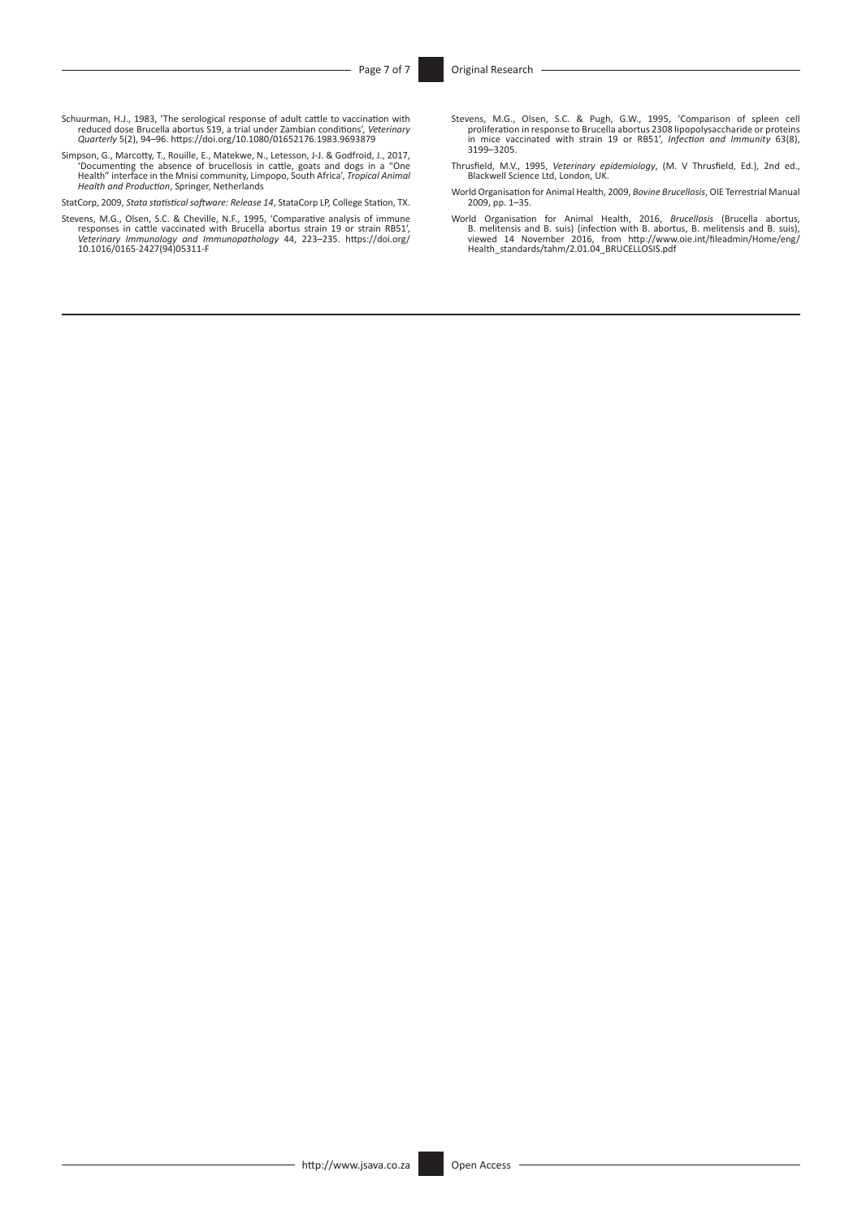Schuurman, H.J., 1983, 'The serological response of adult cattle to vaccination with reduced dose Brucella abortus S19, a trial under Zambian conditions', *Veterinary Quarterly* 5(2), 94–96. https://doi.org/10.1080/01652176.1983.9693879

Simpson, G., Marcotty, T., Rouille, E., Matekwe, N., Letesson, J-J. & Godfroid, J., 2017, 'Documenting the absence of brucellosis in cattle, goats and dogs in a "One Health" interface in the Mnisi community, Limpopo, South Africa', *Tropical Animal Health and Production*, Springer, Netherlands

StatCorp, 2009, *Stata statistical software: Release 14*, StataCorp LP, College Station, TX.

Stevens, M.G., Olsen, S.C. & Cheville, N.F., 1995, 'Comparative analysis of immune responses in cattle vaccinated with Brucella abortus strain 19 or strain RB51', *Veterinary Immunology and Immunopathology* 44, 223–235. https://doi.org/10.1016/0165-2427(94)05311-F

Stevens, M.G., Olsen, S.C. & Pugh, G.W., 1995, 'Comparison of spleen cell proliferation in response to Brucella abortus 2308 lipopolysaccharide or proteins in mice vaccinated with strain 19 or RB51', *Infection and Immunity* 63(8), 3199–3205.

Thrusfield, M.V., 1995, *Veterinary epidemiology*, (M. V Thrusfield, Ed.), 2nd ed., Blackwell Science Ltd, London, UK.

World Organisation for Animal Health, 2009, *Bovine Brucellosis*, OIE Terrestrial Manual 2009, pp. 1–35.

World Organisation for Animal Health, 2016, *Brucellosis* (Brucella abortus, B. melitensis and B. suis) (infection with B. abortus, B. melitensis and B. suis), viewed 14 November 2016, from http://www.oie.int/fileadmin/Home/eng/Health_standards/tahm/2.01.04_BRUCELLOSIS.pdf